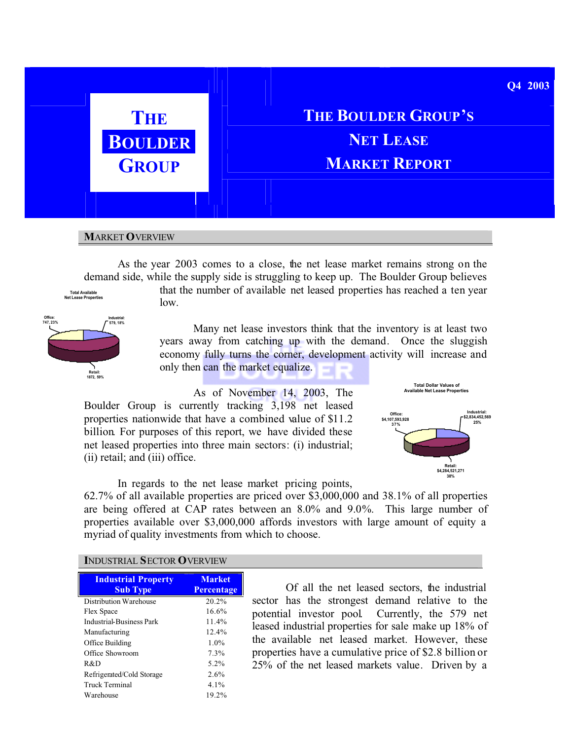Q4 2003

# THE BOULDER GROUP

# THE BOULDER GROUP'S NET LEASE MARKET REPORT

## MARKET OVERVIEW

As the year 2003 comes to a close, the net lease market remains strong on the demand side, while the supply side is struggling to keep up. The Boulder Group believes that the number of available net leased properties has reached a ten year low.

Total Available Net Lease Properties

Office: 747, 23%
Industrial: 579, 18%
Retail: 1872, 59%

Many net lease investors think that the inventory is at least two years away from catching up with the demand. Once the sluggish economy fully turns the corner, development activity will increase and only then can the market equalize.

As of November 14, 2003, The Boulder Group is currently tracking 3,198 net leased properties nationwide that have a combined value of $11.2 billion. For purposes of this report, we have divided these net leased properties into three main sectors: (i) industrial; (ii) retail; and (iii) office.

Total Dollar Values of Available Net Lease Properties

Office: $4,107,593,928 37%
Industrial: $2,834,452,569 25%
Retail: $4,284,521,271 38%

In regards to the net lease market pricing points, 62.7% of all available properties are priced over $3,000,000 and 38.1% of all properties are being offered at CAP rates between an 8.0% and 9.0%. This large number of properties available over $3,000,000 affords investors with large amount of equity a myriad of quality investments from which to choose.

## INDUSTRIAL SECTOR OVERVIEW

| Industrial Property Sub Type | Market Percentage |
|---|---|
| Distribution Warehouse | 20.2% |
| Flex Space | 16.6% |
| Industrial-Business Park | 11.4% |
| Manufacturing | 12.4% |
| Office Building | 1.0% |
| Office Showroom | 7.3% |
| R&D | 5.2% |
| Refrigerated/Cold Storage | 2.6% |
| Truck Terminal | 4.1% |
| Warehouse | 19.2% |

Of all the net leased sectors, the industrial sector has the strongest demand relative to the potential investor pool. Currently, the 579 net leased industrial properties for sale make up 18% of the available net leased market. However, these properties have a cumulative price of $2.8 billion or 25% of the net leased markets value. Driven by a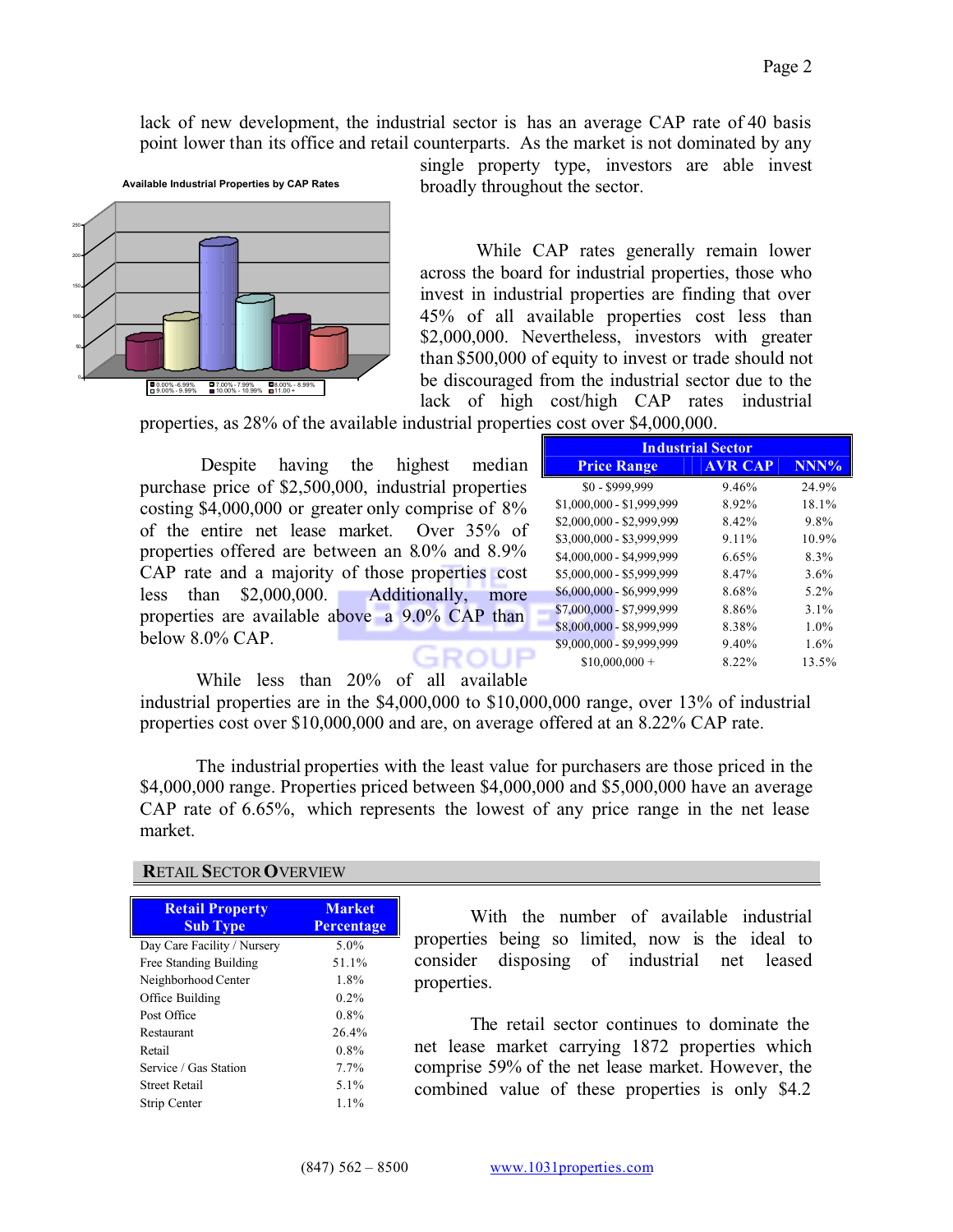lack of new development, the industrial sector is has an average CAP rate of 40 basis point lower than its office and retail counterparts. As the market is not dominated by any single property type, investors are able invest broadly throughout the sector.

**Available Industrial Properties by CAP Rates**

While CAP rates generally remain lower across the board for industrial properties, those who invest in industrial properties are finding that over 45% of all available properties cost less than $2,000,000. Nevertheless, investors with greater than $500,000 of equity to invest or trade should not be discouraged from the industrial sector due to the lack of high cost/high CAP rates industrial properties, as 28% of the available industrial properties cost over $4,000,000.

Despite having the highest median purchase price of $2,500,000, industrial properties costing $4,000,000 or greater only comprise of 8% of the entire net lease market. Over 35% of properties offered are between an 8.0% and 8.9% CAP rate and a majority of those properties cost less than $2,000,000. Additionally, more properties are available above a 9.0% CAP than below 8.0% CAP.

| Industrial Sector | | |
|---|---|---|
| **Price Range** | **AVR CAP** | **NNN%** |
| $0 - $999,999 | 9.46% | 24.9% |
| $1,000,000 - $1,999,999 | 8.92% | 18.1% |
| $2,000,000 - $2,999,999 | 8.42% | 9.8% |
| $3,000,000 - $3,999,999 | 9.11% | 10.9% |
| $4,000,000 - $4,999,999 | 6.65% | 8.3% |
| $5,000,000 - $5,999,999 | 8.47% | 3.6% |
| $6,000,000 - $6,999,999 | 8.68% | 5.2% |
| $7,000,000 - $7,999,999 | 8.86% | 3.1% |
| $8,000,000 - $8,999,999 | 8.38% | 1.0% |
| $9,000,000 - $9,999,999 | 9.40% | 1.6% |
| $10,000,000 + | 8.22% | 13.5% |

While less than 20% of all available industrial properties are in the $4,000,000 to $10,000,000 range, over 13% of industrial properties cost over $10,000,000 and are, on average offered at an 8.22% CAP rate.

The industrial properties with the least value for purchasers are those priced in the $4,000,000 range. Properties priced between $4,000,000 and $5,000,000 have an average CAP rate of 6.65%, which represents the lowest of any price range in the net lease market.

## RETAIL SECTOR OVERVIEW

| Retail Property Sub Type | Market Percentage |
|---|---|
| Day Care Facility / Nursery | 5.0% |
| Free Standing Building | 51.1% |
| Neighborhood Center | 1.8% |
| Office Building | 0.2% |
| Post Office | 0.8% |
| Restaurant | 26.4% |
| Retail | 0.8% |
| Service / Gas Station | 7.7% |
| Street Retail | 5.1% |
| Strip Center | 1.1% |

With the number of available industrial properties being so limited, now is the ideal to consider disposing of industrial net leased properties.

The retail sector continues to dominate the net lease market carrying 1872 properties which comprise 59% of the net lease market. However, the combined value of these properties is only $4.2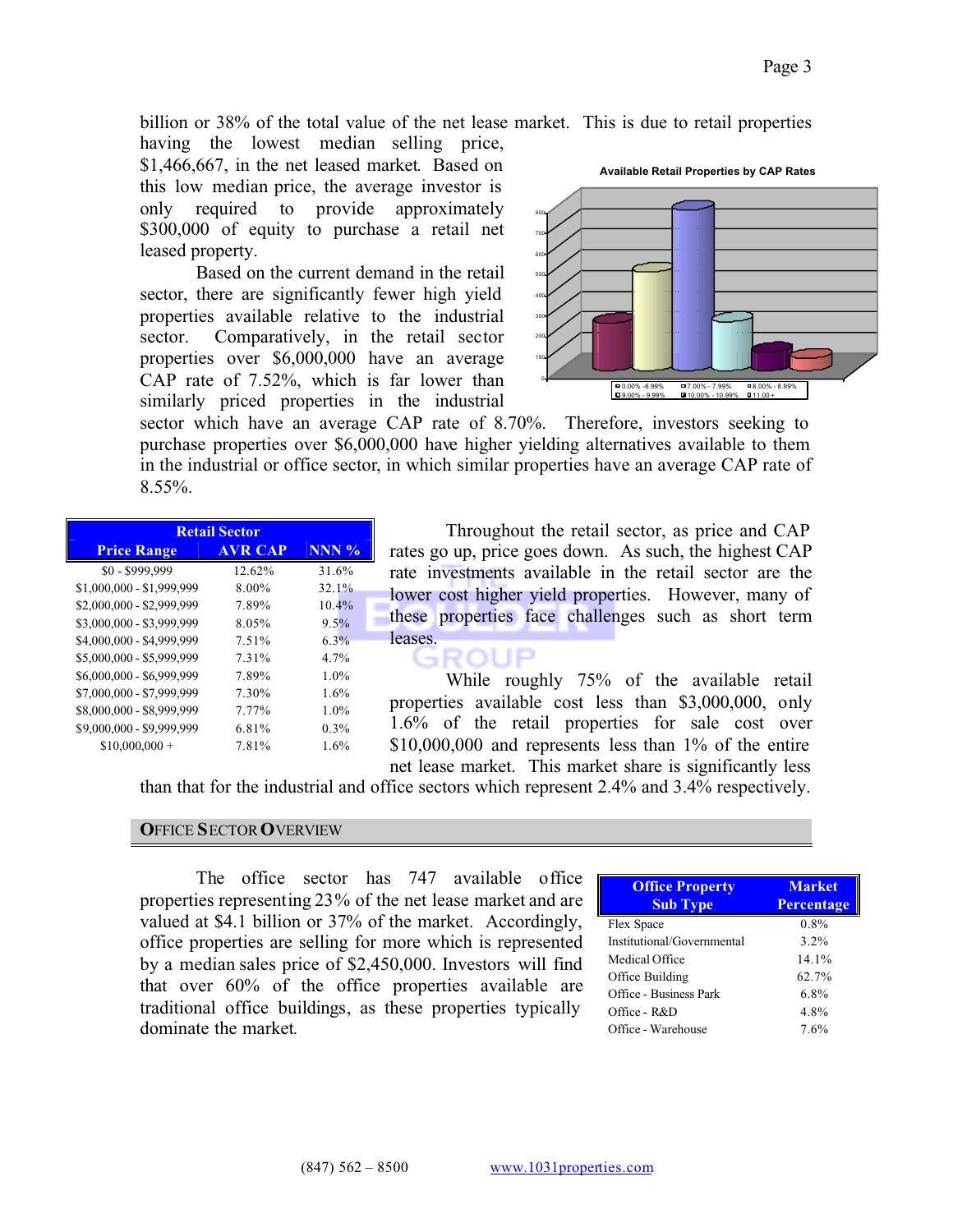billion or 38% of the total value of the net lease market. This is due to retail properties having the lowest median selling price, $1,466,667, in the net leased market. Based on this low median price, the average investor is only required to provide approximately $300,000 of equity to purchase a retail net leased property.

Based on the current demand in the retail sector, there are significantly fewer high yield properties available relative to the industrial sector. Comparatively, in the retail sector properties over $6,000,000 have an average CAP rate of 7.52%, which is far lower than similarly priced properties in the industrial sector which have an average CAP rate of 8.70%. Therefore, investors seeking to purchase properties over $6,000,000 have higher yielding alternatives available to them in the industrial or office sector, in which similar properties have an average CAP rate of 8.55%.

**Available Retail Properties by CAP Rates**

| Retail Sector | | |
|---|---|---|
| **Price Range** | **AVR CAP** | **NNN %** |
| $0 - $999,999 | 12.62% | 31.6% |
| $1,000,000 - $1,999,999 | 8.00% | 32.1% |
| $2,000,000 - $2,999,999 | 7.89% | 10.4% |
| $3,000,000 - $3,999,999 | 8.05% | 9.5% |
| $4,000,000 - $4,999,999 | 7.51% | 6.3% |
| $5,000,000 - $5,999,999 | 7.31% | 4.7% |
| $6,000,000 - $6,999,999 | 7.89% | 1.0% |
| $7,000,000 - $7,999,999 | 7.30% | 1.6% |
| $8,000,000 - $8,999,999 | 7.77% | 1.0% |
| $9,000,000 - $9,999,999 | 6.81% | 0.3% |
| $10,000,000 + | 7.81% | 1.6% |

Throughout the retail sector, as price and CAP rates go up, price goes down. As such, the highest CAP rate investments available in the retail sector are the lower cost higher yield properties. However, many of these properties face challenges such as short term leases.

While roughly 75% of the available retail properties available cost less than $3,000,000, only 1.6% of the retail properties for sale cost over $10,000,000 and represents less than 1% of the entire net lease market. This market share is significantly less than that for the industrial and office sectors which represent 2.4% and 3.4% respectively.

## OFFICE SECTOR OVERVIEW

The office sector has 747 available office properties representing 23% of the net lease market and are valued at $4.1 billion or 37% of the market. Accordingly, office properties are selling for more which is represented by a median sales price of $2,450,000. Investors will find that over 60% of the office properties available are traditional office buildings, as these properties typically dominate the market.

| Office Property Sub Type | Market Percentage |
|---|---|
| Flex Space | 0.8% |
| Institutional/Governmental | 3.2% |
| Medical Office | 14.1% |
| Office Building | 62.7% |
| Office - Business Park | 6.8% |
| Office - R&D | 4.8% |
| Office - Warehouse | 7.6% |

(847) 562 – 8500 www.1031properties.com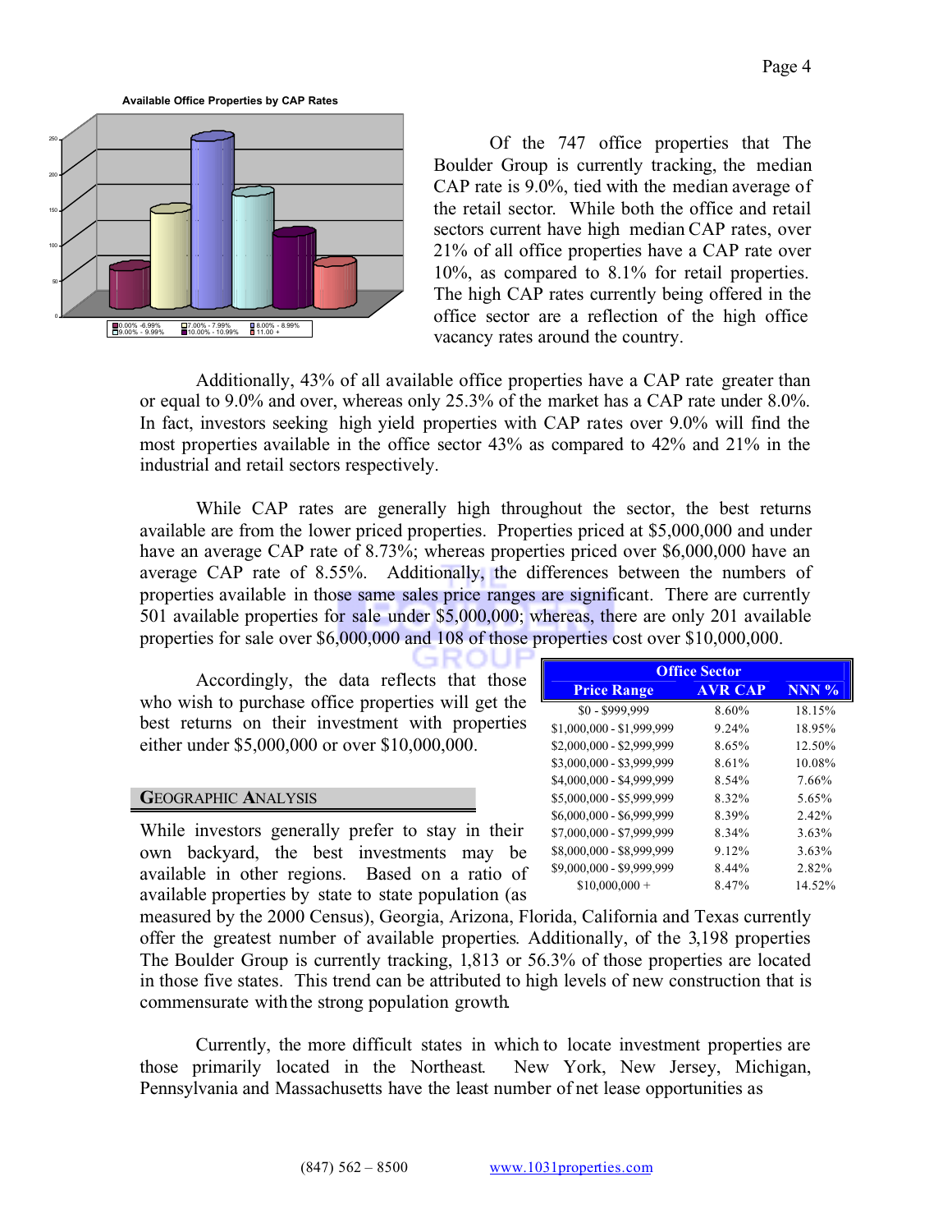Available Office Properties by CAP Rates

Of the 747 office properties that The Boulder Group is currently tracking, the median CAP rate is 9.0%, tied with the median average of the retail sector. While both the office and retail sectors current have high median CAP rates, over 21% of all office properties have a CAP rate over 10%, as compared to 8.1% for retail properties. The high CAP rates currently being offered in the office sector are a reflection of the high office vacancy rates around the country.

Additionally, 43% of all available office properties have a CAP rate greater than or equal to 9.0% and over, whereas only 25.3% of the market has a CAP rate under 8.0%. In fact, investors seeking high yield properties with CAP rates over 9.0% will find the most properties available in the office sector 43% as compared to 42% and 21% in the industrial and retail sectors respectively.

While CAP rates are generally high throughout the sector, the best returns available are from the lower priced properties. Properties priced at $5,000,000 and under have an average CAP rate of 8.73%; whereas properties priced over $6,000,000 have an average CAP rate of 8.55%. Additionally, the differences between the numbers of properties available in those same sales price ranges are significant. There are currently 501 available properties for sale under $5,000,000; whereas, there are only 201 available properties for sale over $6,000,000 and 108 of those properties cost over $10,000,000.

Accordingly, the data reflects that those who wish to purchase office properties will get the best returns on their investment with properties either under $5,000,000 or over $10,000,000.

| Office Sector | | |
|---|---|---|
| **Price Range** | **AVR CAP** | **NNN %** |
| $0 - $999,999 | 8.60% | 18.15% |
| $1,000,000 - $1,999,999 | 9.24% | 18.95% |
| $2,000,000 - $2,999,999 | 8.65% | 12.50% |
| $3,000,000 - $3,999,999 | 8.61% | 10.08% |
| $4,000,000 - $4,999,999 | 8.54% | 7.66% |
| $5,000,000 - $5,999,999 | 8.32% | 5.65% |
| $6,000,000 - $6,999,999 | 8.39% | 2.42% |
| $7,000,000 - $7,999,999 | 8.34% | 3.63% |
| $8,000,000 - $8,999,999 | 9.12% | 3.63% |
| $9,000,000 - $9,999,999 | 8.44% | 2.82% |
| $10,000,000 + | 8.47% | 14.52% |

## GEOGRAPHIC ANALYSIS

While investors generally prefer to stay in their own backyard, the best investments may be available in other regions. Based on a ratio of available properties by state to state population (as measured by the 2000 Census), Georgia, Arizona, Florida, California and Texas currently offer the greatest number of available properties. Additionally, of the 3,198 properties The Boulder Group is currently tracking, 1,813 or 56.3% of those properties are located in those five states. This trend can be attributed to high levels of new construction that is commensurate with the strong population growth.

Currently, the more difficult states in which to locate investment properties are those primarily located in the Northeast. New York, New Jersey, Michigan, Pennsylvania and Massachusetts have the least number of net lease opportunities as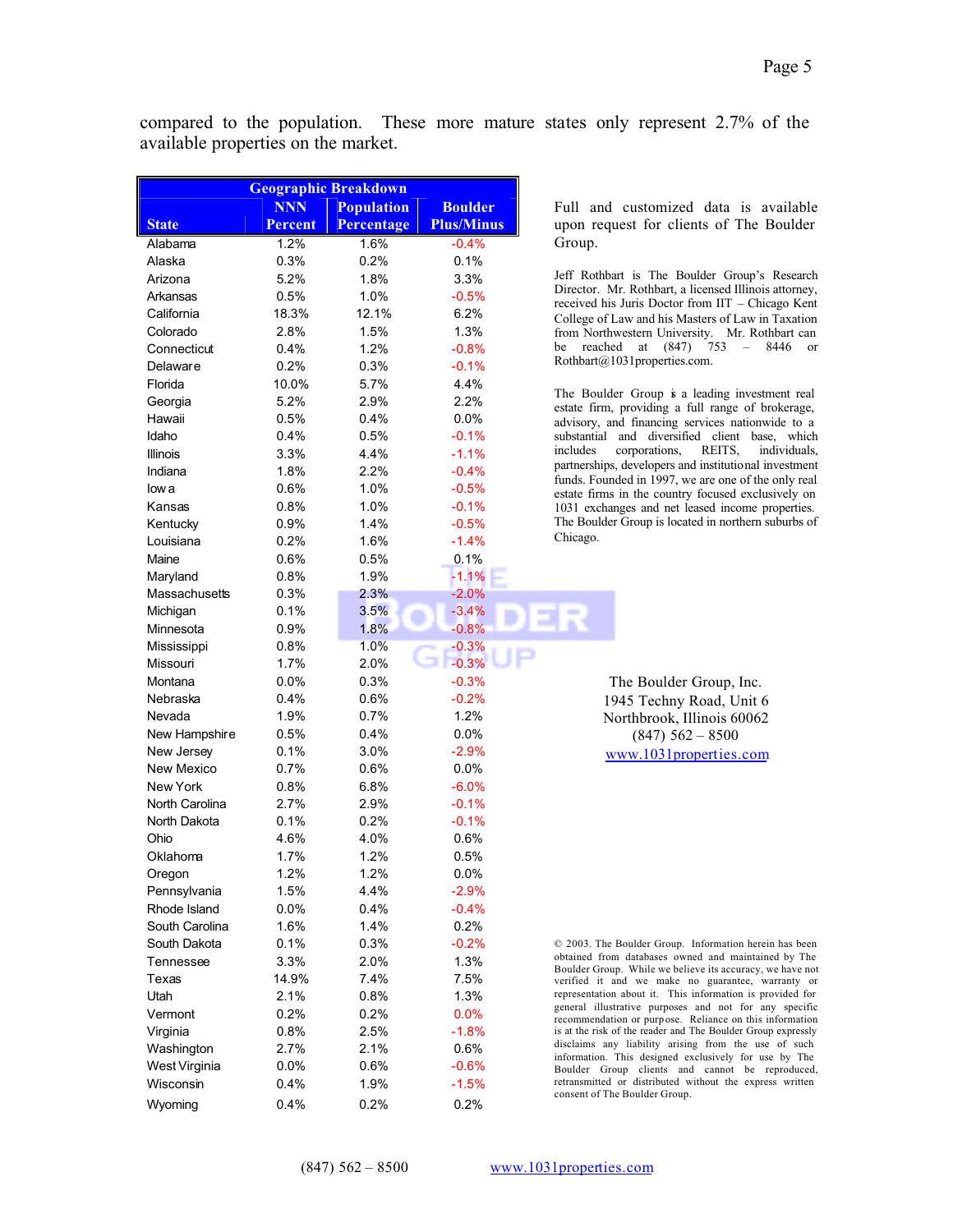compared to the population. These more mature states only represent 2.7% of the available properties on the market.

| Geographic Breakdown | | | |
|---|---|---|---|
| State | NNN Percent | Population Percentage | Boulder Plus/Minus |
| Alabama | 1.2% | 1.6% | -0.4% |
| Alaska | 0.3% | 0.2% | 0.1% |
| Arizona | 5.2% | 1.8% | 3.3% |
| Arkansas | 0.5% | 1.0% | -0.5% |
| California | 18.3% | 12.1% | 6.2% |
| Colorado | 2.8% | 1.5% | 1.3% |
| Connecticut | 0.4% | 1.2% | -0.8% |
| Delaware | 0.2% | 0.3% | -0.1% |
| Florida | 10.0% | 5.7% | 4.4% |
| Georgia | 5.2% | 2.9% | 2.2% |
| Hawaii | 0.5% | 0.4% | 0.0% |
| Idaho | 0.4% | 0.5% | -0.1% |
| Illinois | 3.3% | 4.4% | -1.1% |
| Indiana | 1.8% | 2.2% | -0.4% |
| Iowa | 0.6% | 1.0% | -0.5% |
| Kansas | 0.8% | 1.0% | -0.1% |
| Kentucky | 0.9% | 1.4% | -0.5% |
| Louisiana | 0.2% | 1.6% | -1.4% |
| Maine | 0.6% | 0.5% | 0.1% |
| Maryland | 0.8% | 1.9% | -1.1% |
| Massachusetts | 0.3% | 2.3% | -2.0% |
| Michigan | 0.1% | 3.5% | -3.4% |
| Minnesota | 0.9% | 1.8% | -0.8% |
| Mississippi | 0.8% | 1.0% | -0.3% |
| Missouri | 1.7% | 2.0% | -0.3% |
| Montana | 0.0% | 0.3% | -0.3% |
| Nebraska | 0.4% | 0.6% | -0.2% |
| Nevada | 1.9% | 0.7% | 1.2% |
| New Hampshire | 0.5% | 0.4% | 0.0% |
| New Jersey | 0.1% | 3.0% | -2.9% |
| New Mexico | 0.7% | 0.6% | 0.0% |
| New York | 0.8% | 6.8% | -6.0% |
| North Carolina | 2.7% | 2.9% | -0.1% |
| North Dakota | 0.1% | 0.2% | -0.1% |
| Ohio | 4.6% | 4.0% | 0.6% |
| Oklahoma | 1.7% | 1.2% | 0.5% |
| Oregon | 1.2% | 1.2% | 0.0% |
| Pennsylvania | 1.5% | 4.4% | -2.9% |
| Rhode Island | 0.0% | 0.4% | -0.4% |
| South Carolina | 1.6% | 1.4% | 0.2% |
| South Dakota | 0.1% | 0.3% | -0.2% |
| Tennessee | 3.3% | 2.0% | 1.3% |
| Texas | 14.9% | 7.4% | 7.5% |
| Utah | 2.1% | 0.8% | 1.3% |
| Vermont | 0.2% | 0.2% | 0.0% |
| Virginia | 0.8% | 2.5% | -1.8% |
| Washington | 2.7% | 2.1% | 0.6% |
| West Virginia | 0.0% | 0.6% | -0.6% |
| Wisconsin | 0.4% | 1.9% | -1.5% |
| Wyoming | 0.4% | 0.2% | 0.2% |

Full and customized data is available upon request for clients of The Boulder Group.

Jeff Rothbart is The Boulder Group's Research Director. Mr. Rothbart, a licensed Illinois attorney, received his Juris Doctor from IIT – Chicago Kent College of Law and his Masters of Law in Taxation from Northwestern University. Mr. Rothbart can be reached at (847) 753 – 8446 or Rothbart@1031properties.com.

The Boulder Group is a leading investment real estate firm, providing a full range of brokerage, advisory, and financing services nationwide to a substantial and diversified client base, which includes corporations, REITS, individuals, partnerships, developers and institutional investment funds. Founded in 1997, we are one of the only real estate firms in the country focused exclusively on 1031 exchanges and net leased income properties. The Boulder Group is located in northern suburbs of Chicago.

The Boulder Group, Inc.
1945 Techny Road, Unit 6
Northbrook, Illinois 60062
(847) 562 – 8500
www.1031properties.com

© 2003. The Boulder Group. Information herein has been obtained from databases owned and maintained by The Boulder Group. While we believe its accuracy, we have not verified it and we make no guarantee, warranty or representation about it. This information is provided for general illustrative purposes and not for any specific recommendation or purpose. Reliance on this information is at the risk of the reader and The Boulder Group expressly disclaims any liability arising from the use of such information. This designed exclusively for use by The Boulder Group clients and cannot be reproduced, retransmitted or distributed without the express written consent of The Boulder Group.